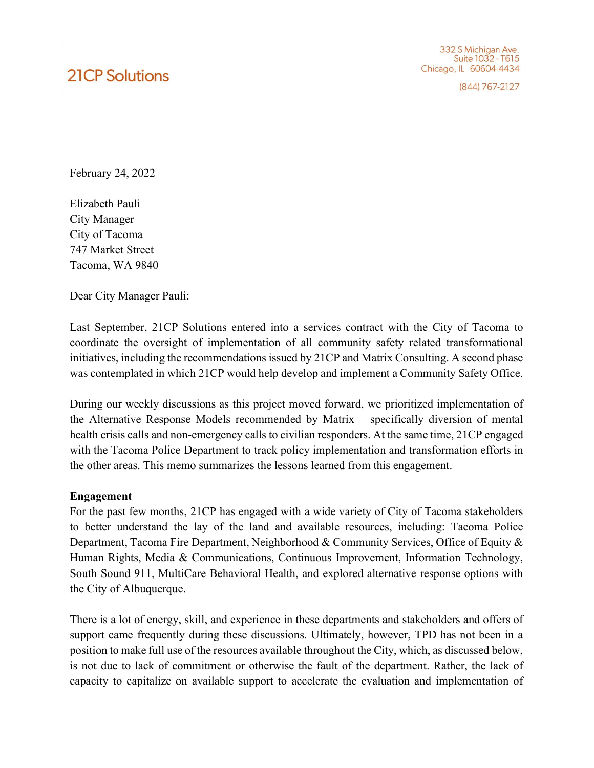21CP Solutions

332 S Michigan Ave.
Suite 1032 - T615
Chicago, IL 60604-4434

(844) 767-2127

February 24, 2022

Elizabeth Pauli
City Manager
City of Tacoma
747 Market Street
Tacoma, WA 9840

Dear City Manager Pauli:

Last September, 21CP Solutions entered into a services contract with the City of Tacoma to coordinate the oversight of implementation of all community safety related transformational initiatives, including the recommendations issued by 21CP and Matrix Consulting. A second phase was contemplated in which 21CP would help develop and implement a Community Safety Office.

During our weekly discussions as this project moved forward, we prioritized implementation of the Alternative Response Models recommended by Matrix – specifically diversion of mental health crisis calls and non-emergency calls to civilian responders. At the same time, 21CP engaged with the Tacoma Police Department to track policy implementation and transformation efforts in the other areas. This memo summarizes the lessons learned from this engagement.

**Engagement**

For the past few months, 21CP has engaged with a wide variety of City of Tacoma stakeholders to better understand the lay of the land and available resources, including: Tacoma Police Department, Tacoma Fire Department, Neighborhood & Community Services, Office of Equity & Human Rights, Media & Communications, Continuous Improvement, Information Technology, South Sound 911, MultiCare Behavioral Health, and explored alternative response options with the City of Albuquerque.

There is a lot of energy, skill, and experience in these departments and stakeholders and offers of support came frequently during these discussions. Ultimately, however, TPD has not been in a position to make full use of the resources available throughout the City, which, as discussed below, is not due to lack of commitment or otherwise the fault of the department. Rather, the lack of capacity to capitalize on available support to accelerate the evaluation and implementation of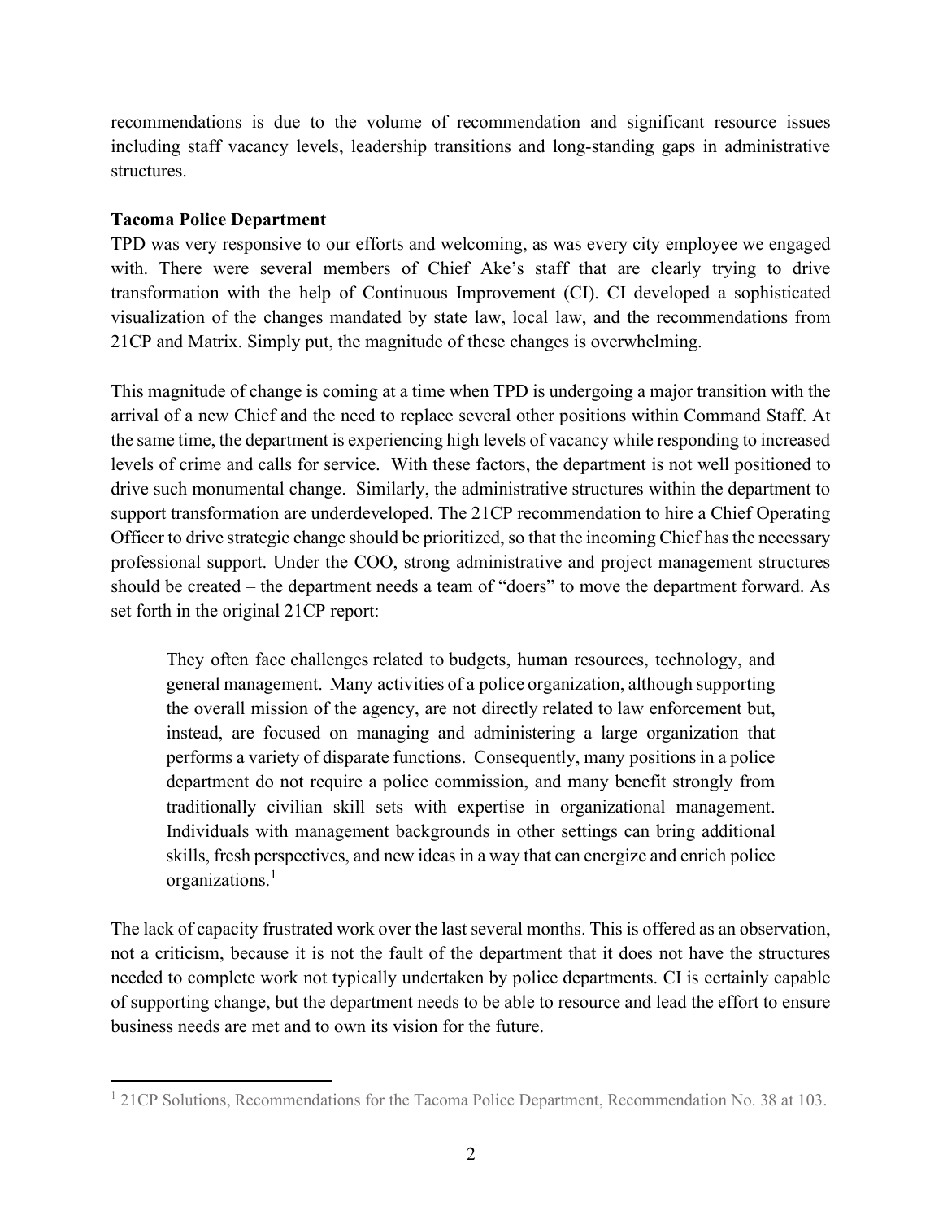recommendations is due to the volume of recommendation and significant resource issues including staff vacancy levels, leadership transitions and long-standing gaps in administrative structures.

**Tacoma Police Department**

TPD was very responsive to our efforts and welcoming, as was every city employee we engaged with. There were several members of Chief Ake's staff that are clearly trying to drive transformation with the help of Continuous Improvement (CI). CI developed a sophisticated visualization of the changes mandated by state law, local law, and the recommendations from 21CP and Matrix. Simply put, the magnitude of these changes is overwhelming.

This magnitude of change is coming at a time when TPD is undergoing a major transition with the arrival of a new Chief and the need to replace several other positions within Command Staff. At the same time, the department is experiencing high levels of vacancy while responding to increased levels of crime and calls for service. With these factors, the department is not well positioned to drive such monumental change. Similarly, the administrative structures within the department to support transformation are underdeveloped. The 21CP recommendation to hire a Chief Operating Officer to drive strategic change should be prioritized, so that the incoming Chief has the necessary professional support. Under the COO, strong administrative and project management structures should be created – the department needs a team of "doers" to move the department forward. As set forth in the original 21CP report:

> They often face challenges related to budgets, human resources, technology, and general management. Many activities of a police organization, although supporting the overall mission of the agency, are not directly related to law enforcement but, instead, are focused on managing and administering a large organization that performs a variety of disparate functions. Consequently, many positions in a police department do not require a police commission, and many benefit strongly from traditionally civilian skill sets with expertise in organizational management. Individuals with management backgrounds in other settings can bring additional skills, fresh perspectives, and new ideas in a way that can energize and enrich police organizations.[1]

The lack of capacity frustrated work over the last several months. This is offered as an observation, not a criticism, because it is not the fault of the department that it does not have the structures needed to complete work not typically undertaken by police departments. CI is certainly capable of supporting change, but the department needs to be able to resource and lead the effort to ensure business needs are met and to own its vision for the future.

[1] 21CP Solutions, Recommendations for the Tacoma Police Department, Recommendation No. 38 at 103.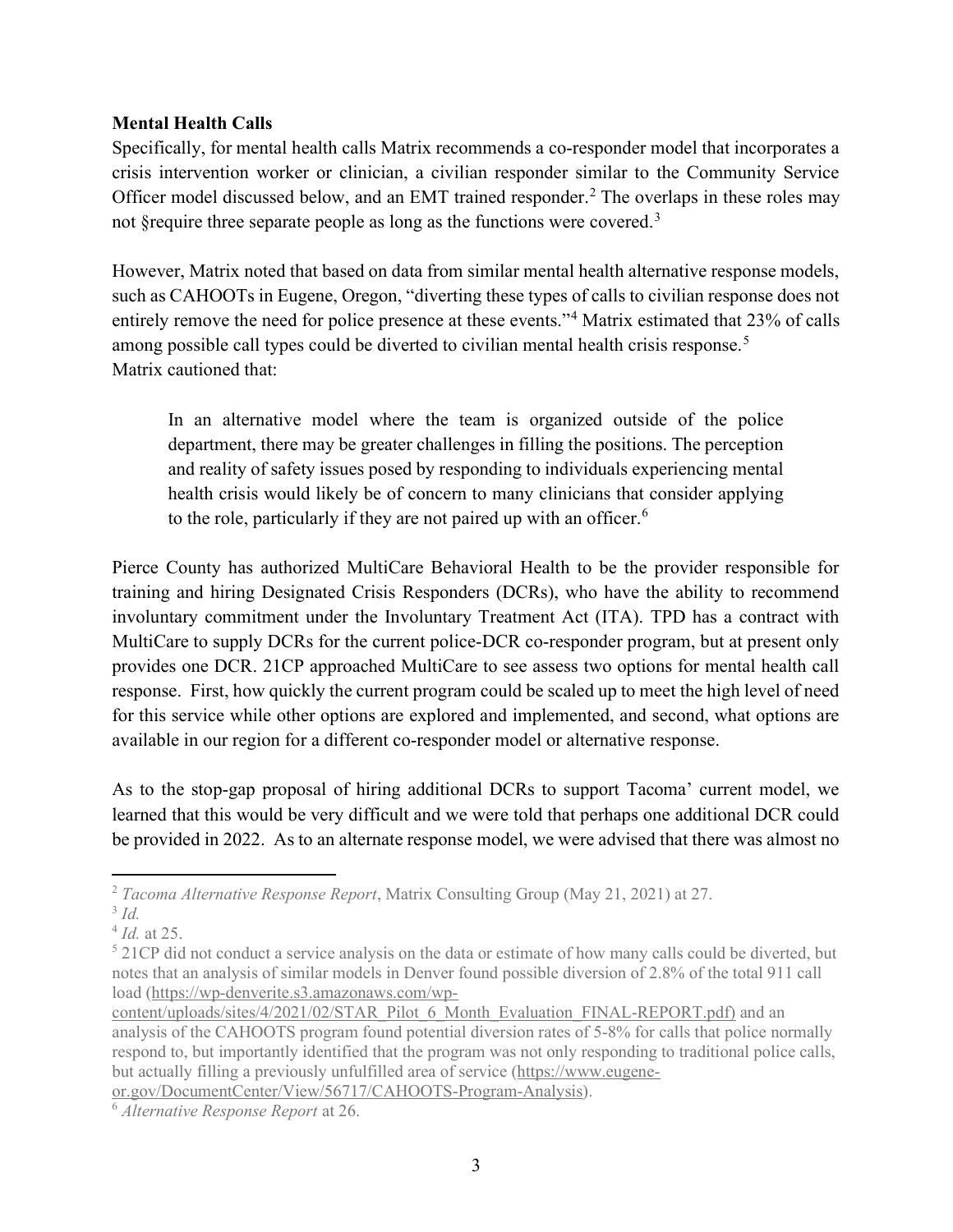**Mental Health Calls**

Specifically, for mental health calls Matrix recommends a co-responder model that incorporates a crisis intervention worker or clinician, a civilian responder similar to the Community Service Officer model discussed below, and an EMT trained responder.[2] The overlaps in these roles may not §require three separate people as long as the functions were covered.[3]

However, Matrix noted that based on data from similar mental health alternative response models, such as CAHOOTs in Eugene, Oregon, "diverting these types of calls to civilian response does not entirely remove the need for police presence at these events."[4] Matrix estimated that 23% of calls among possible call types could be diverted to civilian mental health crisis response.[5] Matrix cautioned that:

> In an alternative model where the team is organized outside of the police department, there may be greater challenges in filling the positions. The perception and reality of safety issues posed by responding to individuals experiencing mental health crisis would likely be of concern to many clinicians that consider applying to the role, particularly if they are not paired up with an officer.[6]

Pierce County has authorized MultiCare Behavioral Health to be the provider responsible for training and hiring Designated Crisis Responders (DCRs), who have the ability to recommend involuntary commitment under the Involuntary Treatment Act (ITA). TPD has a contract with MultiCare to supply DCRs for the current police-DCR co-responder program, but at present only provides one DCR. 21CP approached MultiCare to see assess two options for mental health call response. First, how quickly the current program could be scaled up to meet the high level of need for this service while other options are explored and implemented, and second, what options are available in our region for a different co-responder model or alternative response.

As to the stop-gap proposal of hiring additional DCRs to support Tacoma' current model, we learned that this would be very difficult and we were told that perhaps one additional DCR could be provided in 2022. As to an alternate response model, we were advised that there was almost no

---

[2] *Tacoma Alternative Response Report*, Matrix Consulting Group (May 21, 2021) at 27.

[3] *Id.*

[4] *Id.* at 25.

[5] 21CP did not conduct a service analysis on the data or estimate of how many calls could be diverted, but notes that an analysis of similar models in Denver found possible diversion of 2.8% of the total 911 call load (https://wp-denverite.s3.amazonaws.com/wp-content/uploads/sites/4/2021/02/STAR_Pilot_6_Month_Evaluation_FINAL-REPORT.pdf) and an analysis of the CAHOOTS program found potential diversion rates of 5-8% for calls that police normally respond to, but importantly identified that the program was not only responding to traditional police calls, but actually filling a previously unfulfilled area of service (https://www.eugene-or.gov/DocumentCenter/View/56717/CAHOOTS-Program-Analysis).

[6] *Alternative Response Report* at 26.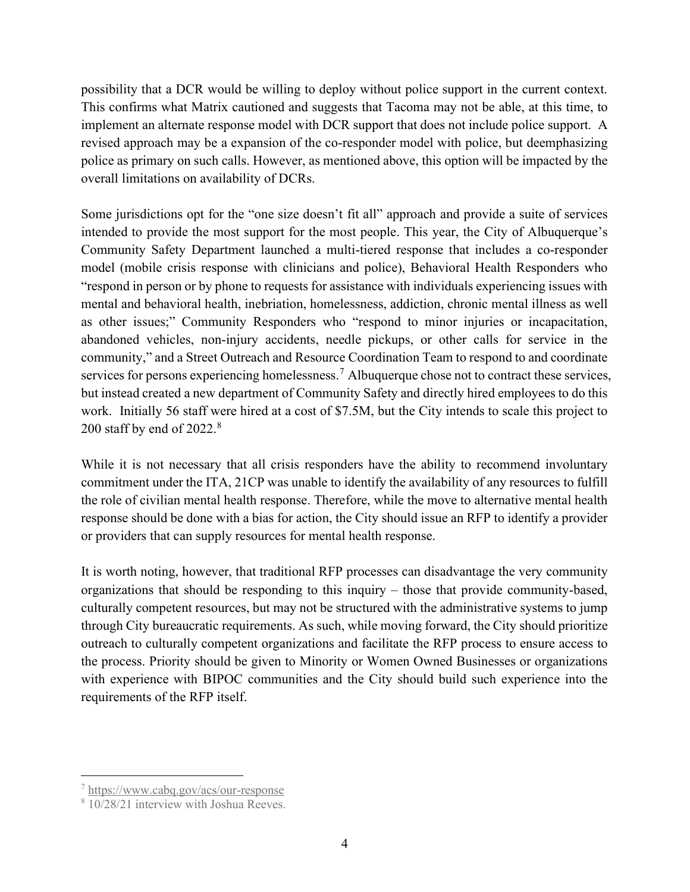possibility that a DCR would be willing to deploy without police support in the current context. This confirms what Matrix cautioned and suggests that Tacoma may not be able, at this time, to implement an alternate response model with DCR support that does not include police support. A revised approach may be a expansion of the co-responder model with police, but deemphasizing police as primary on such calls. However, as mentioned above, this option will be impacted by the overall limitations on availability of DCRs.

Some jurisdictions opt for the "one size doesn't fit all" approach and provide a suite of services intended to provide the most support for the most people. This year, the City of Albuquerque's Community Safety Department launched a multi-tiered response that includes a co-responder model (mobile crisis response with clinicians and police), Behavioral Health Responders who "respond in person or by phone to requests for assistance with individuals experiencing issues with mental and behavioral health, inebriation, homelessness, addiction, chronic mental illness as well as other issues;" Community Responders who "respond to minor injuries or incapacitation, abandoned vehicles, non-injury accidents, needle pickups, or other calls for service in the community," and a Street Outreach and Resource Coordination Team to respond to and coordinate services for persons experiencing homelessness.[7] Albuquerque chose not to contract these services, but instead created a new department of Community Safety and directly hired employees to do this work. Initially 56 staff were hired at a cost of $7.5M, but the City intends to scale this project to 200 staff by end of 2022.[8]

While it is not necessary that all crisis responders have the ability to recommend involuntary commitment under the ITA, 21CP was unable to identify the availability of any resources to fulfill the role of civilian mental health response. Therefore, while the move to alternative mental health response should be done with a bias for action, the City should issue an RFP to identify a provider or providers that can supply resources for mental health response.

It is worth noting, however, that traditional RFP processes can disadvantage the very community organizations that should be responding to this inquiry – those that provide community-based, culturally competent resources, but may not be structured with the administrative systems to jump through City bureaucratic requirements. As such, while moving forward, the City should prioritize outreach to culturally competent organizations and facilitate the RFP process to ensure access to the process. Priority should be given to Minority or Women Owned Businesses or organizations with experience with BIPOC communities and the City should build such experience into the requirements of the RFP itself.

[7] https://www.cabq.gov/acs/our-response

[8] 10/28/21 interview with Joshua Reeves.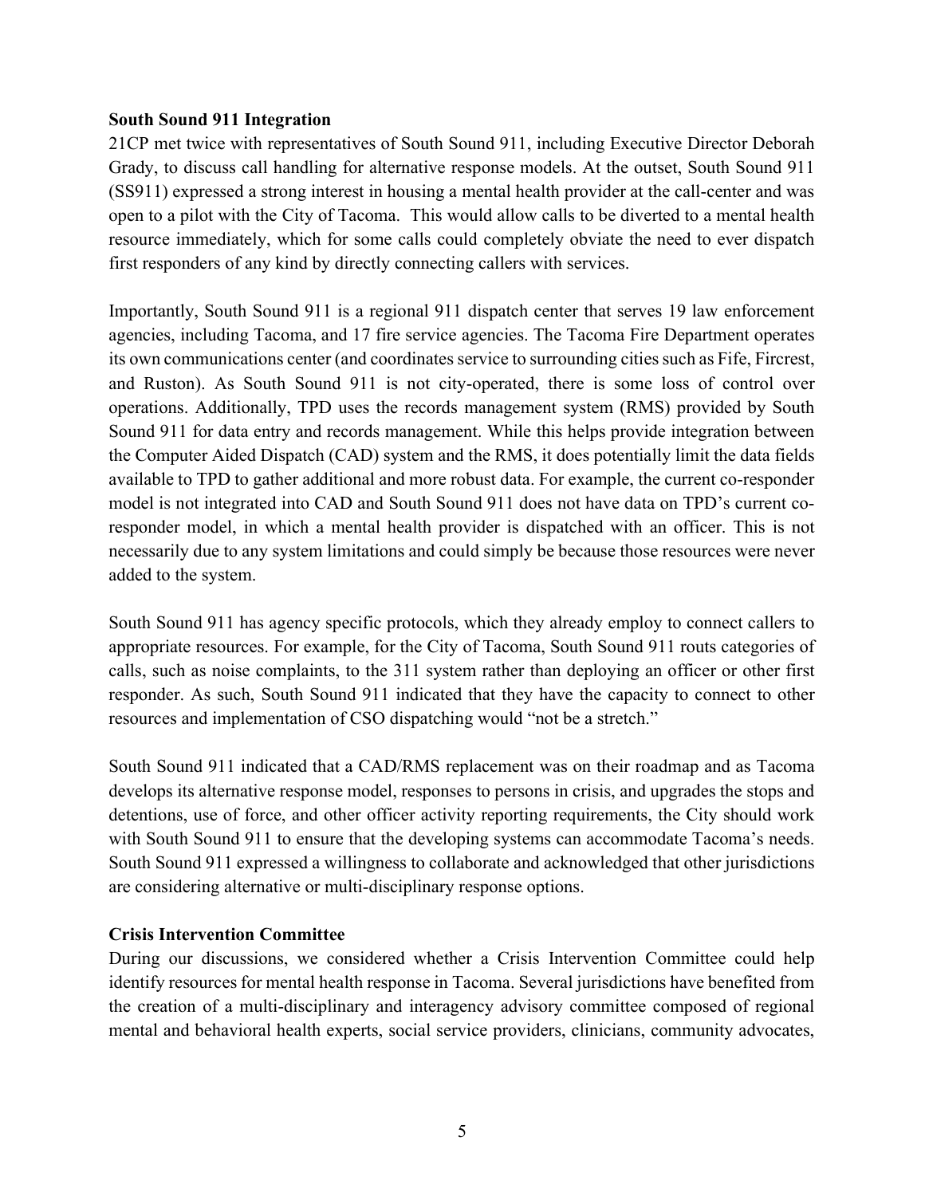**South Sound 911 Integration**

21CP met twice with representatives of South Sound 911, including Executive Director Deborah Grady, to discuss call handling for alternative response models. At the outset, South Sound 911 (SS911) expressed a strong interest in housing a mental health provider at the call-center and was open to a pilot with the City of Tacoma. This would allow calls to be diverted to a mental health resource immediately, which for some calls could completely obviate the need to ever dispatch first responders of any kind by directly connecting callers with services.

Importantly, South Sound 911 is a regional 911 dispatch center that serves 19 law enforcement agencies, including Tacoma, and 17 fire service agencies. The Tacoma Fire Department operates its own communications center (and coordinates service to surrounding cities such as Fife, Fircrest, and Ruston). As South Sound 911 is not city-operated, there is some loss of control over operations. Additionally, TPD uses the records management system (RMS) provided by South Sound 911 for data entry and records management. While this helps provide integration between the Computer Aided Dispatch (CAD) system and the RMS, it does potentially limit the data fields available to TPD to gather additional and more robust data. For example, the current co-responder model is not integrated into CAD and South Sound 911 does not have data on TPD's current co-responder model, in which a mental health provider is dispatched with an officer. This is not necessarily due to any system limitations and could simply be because those resources were never added to the system.

South Sound 911 has agency specific protocols, which they already employ to connect callers to appropriate resources. For example, for the City of Tacoma, South Sound 911 routs categories of calls, such as noise complaints, to the 311 system rather than deploying an officer or other first responder. As such, South Sound 911 indicated that they have the capacity to connect to other resources and implementation of CSO dispatching would "not be a stretch."

South Sound 911 indicated that a CAD/RMS replacement was on their roadmap and as Tacoma develops its alternative response model, responses to persons in crisis, and upgrades the stops and detentions, use of force, and other officer activity reporting requirements, the City should work with South Sound 911 to ensure that the developing systems can accommodate Tacoma's needs. South Sound 911 expressed a willingness to collaborate and acknowledged that other jurisdictions are considering alternative or multi-disciplinary response options.

**Crisis Intervention Committee**

During our discussions, we considered whether a Crisis Intervention Committee could help identify resources for mental health response in Tacoma. Several jurisdictions have benefited from the creation of a multi-disciplinary and interagency advisory committee composed of regional mental and behavioral health experts, social service providers, clinicians, community advocates,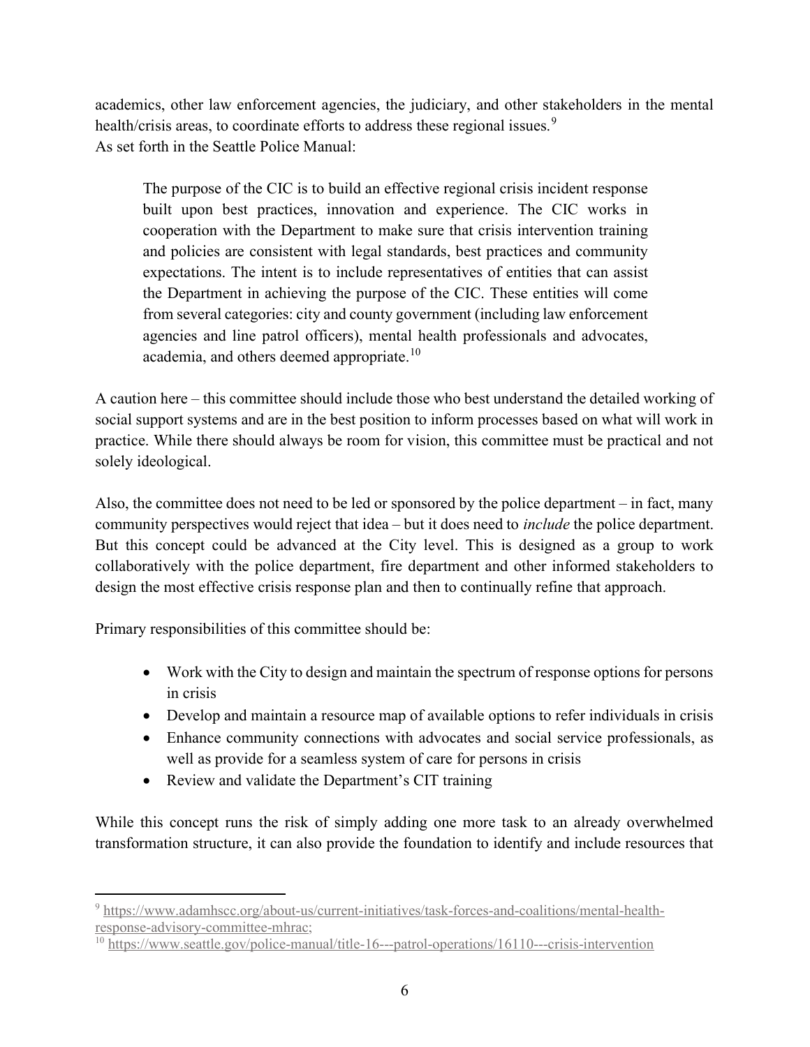academics, other law enforcement agencies, the judiciary, and other stakeholders in the mental health/crisis areas, to coordinate efforts to address these regional issues.[9]

As set forth in the Seattle Police Manual:

> The purpose of the CIC is to build an effective regional crisis incident response built upon best practices, innovation and experience. The CIC works in cooperation with the Department to make sure that crisis intervention training and policies are consistent with legal standards, best practices and community expectations. The intent is to include representatives of entities that can assist the Department in achieving the purpose of the CIC. These entities will come from several categories: city and county government (including law enforcement agencies and line patrol officers), mental health professionals and advocates, academia, and others deemed appropriate.[10]

A caution here – this committee should include those who best understand the detailed working of social support systems and are in the best position to inform processes based on what will work in practice. While there should always be room for vision, this committee must be practical and not solely ideological.

Also, the committee does not need to be led or sponsored by the police department – in fact, many community perspectives would reject that idea – but it does need to *include* the police department. But this concept could be advanced at the City level. This is designed as a group to work collaboratively with the police department, fire department and other informed stakeholders to design the most effective crisis response plan and then to continually refine that approach.

Primary responsibilities of this committee should be:

- Work with the City to design and maintain the spectrum of response options for persons in crisis
- Develop and maintain a resource map of available options to refer individuals in crisis
- Enhance community connections with advocates and social service professionals, as well as provide for a seamless system of care for persons in crisis
- Review and validate the Department's CIT training

While this concept runs the risk of simply adding one more task to an already overwhelmed transformation structure, it can also provide the foundation to identify and include resources that

---

[9] https://www.adamhscc.org/about-us/current-initiatives/task-forces-and-coalitions/mental-health-response-advisory-committee-mhrac;

[10] https://www.seattle.gov/police-manual/title-16---patrol-operations/16110---crisis-intervention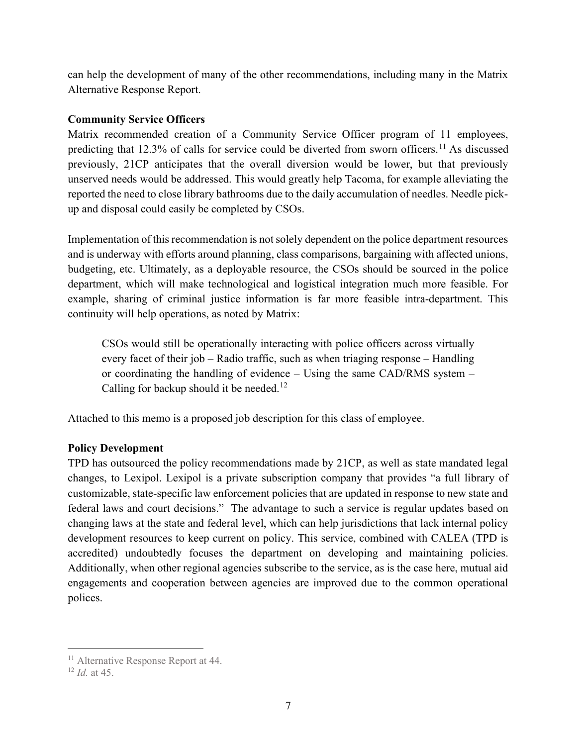can help the development of many of the other recommendations, including many in the Matrix Alternative Response Report.

**Community Service Officers**

Matrix recommended creation of a Community Service Officer program of 11 employees, predicting that 12.3% of calls for service could be diverted from sworn officers.[11] As discussed previously, 21CP anticipates that the overall diversion would be lower, but that previously unserved needs would be addressed. This would greatly help Tacoma, for example alleviating the reported the need to close library bathrooms due to the daily accumulation of needles. Needle pick-up and disposal could easily be completed by CSOs.

Implementation of this recommendation is not solely dependent on the police department resources and is underway with efforts around planning, class comparisons, bargaining with affected unions, budgeting, etc. Ultimately, as a deployable resource, the CSOs should be sourced in the police department, which will make technological and logistical integration much more feasible. For example, sharing of criminal justice information is far more feasible intra-department. This continuity will help operations, as noted by Matrix:

> CSOs would still be operationally interacting with police officers across virtually every facet of their job – Radio traffic, such as when triaging response – Handling or coordinating the handling of evidence – Using the same CAD/RMS system – Calling for backup should it be needed.[12]

Attached to this memo is a proposed job description for this class of employee.

**Policy Development**

TPD has outsourced the policy recommendations made by 21CP, as well as state mandated legal changes, to Lexipol. Lexipol is a private subscription company that provides "a full library of customizable, state-specific law enforcement policies that are updated in response to new state and federal laws and court decisions." The advantage to such a service is regular updates based on changing laws at the state and federal level, which can help jurisdictions that lack internal policy development resources to keep current on policy. This service, combined with CALEA (TPD is accredited) undoubtedly focuses the department on developing and maintaining policies. Additionally, when other regional agencies subscribe to the service, as is the case here, mutual aid engagements and cooperation between agencies are improved due to the common operational polices.

---

[11] Alternative Response Report at 44.

[12] *Id.* at 45.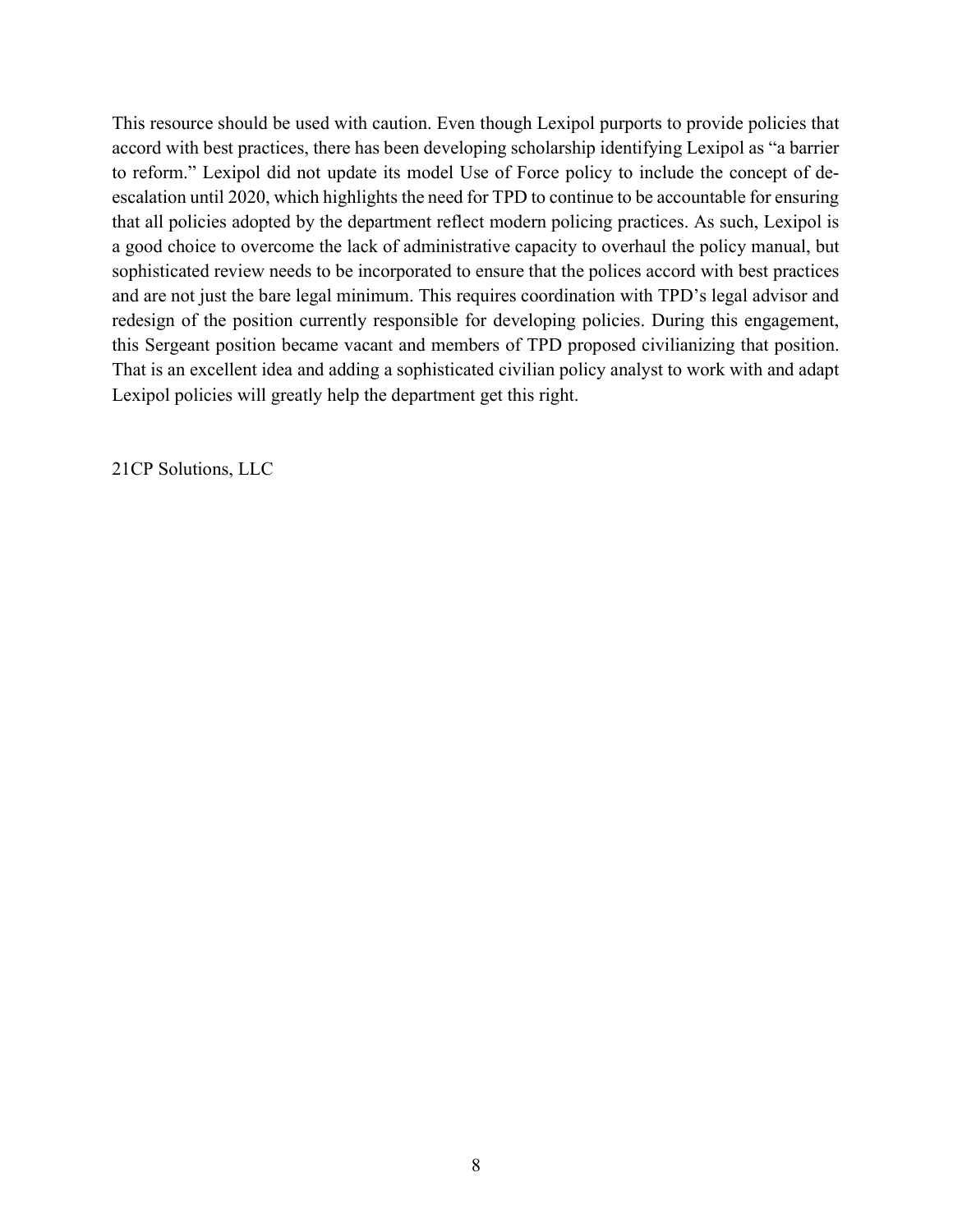This resource should be used with caution. Even though Lexipol purports to provide policies that accord with best practices, there has been developing scholarship identifying Lexipol as "a barrier to reform." Lexipol did not update its model Use of Force policy to include the concept of de-escalation until 2020, which highlights the need for TPD to continue to be accountable for ensuring that all policies adopted by the department reflect modern policing practices. As such, Lexipol is a good choice to overcome the lack of administrative capacity to overhaul the policy manual, but sophisticated review needs to be incorporated to ensure that the polices accord with best practices and are not just the bare legal minimum. This requires coordination with TPD's legal advisor and redesign of the position currently responsible for developing policies. During this engagement, this Sergeant position became vacant and members of TPD proposed civilianizing that position. That is an excellent idea and adding a sophisticated civilian policy analyst to work with and adapt Lexipol policies will greatly help the department get this right.

21CP Solutions, LLC